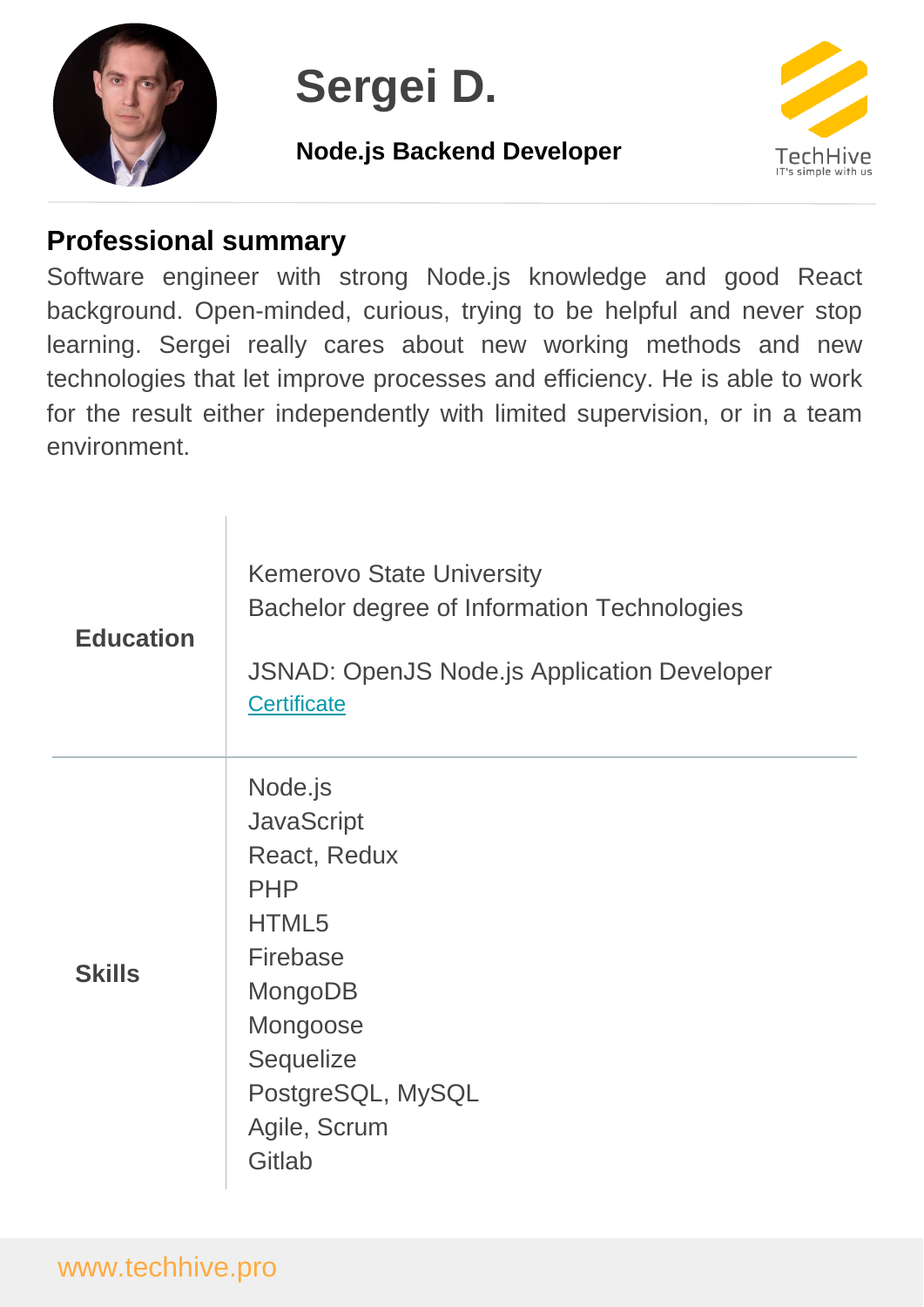# Sergei D.

**Node.js Backend Developer**

TechHive
IT's simple with us

## Professional summary

Software engineer with strong Node.js knowledge and good React background. Open-minded, curious, trying to be helpful and never stop learning. Sergei really cares about new working methods and new technologies that let improve processes and efficiency. He is able to work for the result either independently with limited supervision, or in a team environment.

| | |
|---|---|
| **Education** | Kemerovo State University<br>Bachelor degree of Information Technologies<br><br>JSNAD: OpenJS Node.js Application Developer<br>Certificate |
| **Skills** | Node.js<br>JavaScript<br>React, Redux<br>PHP<br>HTML5<br>Firebase<br>MongoDB<br>Mongoose<br>Sequelize<br>PostgreSQL, MySQL<br>Agile, Scrum<br>Gitlab |

www.techhive.pro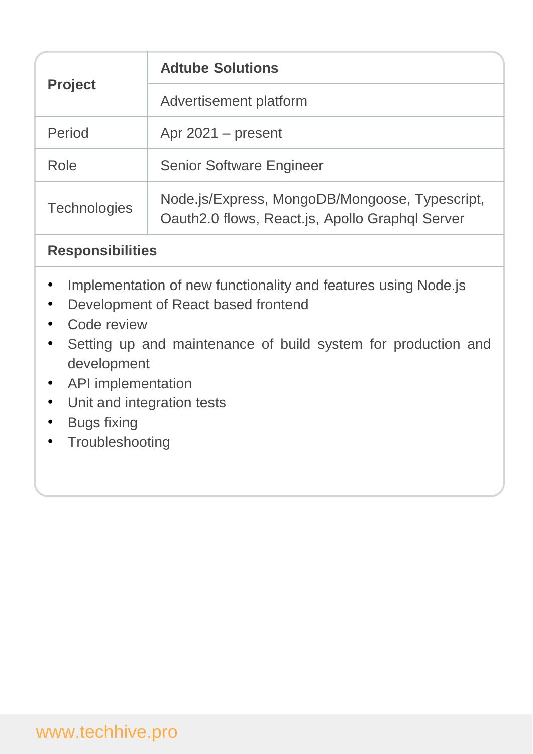| **Project** | **Adtube Solutions** |
| --- | --- |
| | Advertisement platform |
| Period | Apr 2021 – present |
| Role | Senior Software Engineer |
| Technologies | Node.js/Express, MongoDB/Mongoose, Typescript, Oauth2.0 flows, React.js, Apollo Graphql Server |

**Responsibilities**

- Implementation of new functionality and features using Node.js
- Development of React based frontend
- Code review
- Setting up and maintenance of build system for production and development
- API implementation
- Unit and integration tests
- Bugs fixing
- Troubleshooting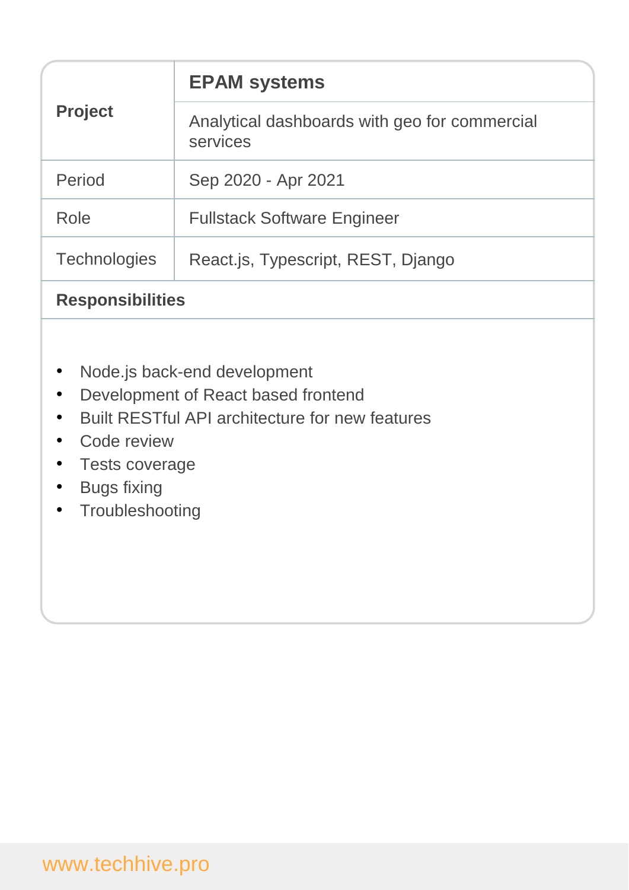| **Project** | **EPAM systems** |
|---|---|
| | Analytical dashboards with geo for commercial services |
| Period | Sep 2020 - Apr 2021 |
| Role | Fullstack Software Engineer |
| Technologies | React.js, Typescript, REST, Django |

**Responsibilities**

- Node.js back-end development
- Development of React based frontend
- Built RESTful API architecture for new features
- Code review
- Tests coverage
- Bugs fixing
- Troubleshooting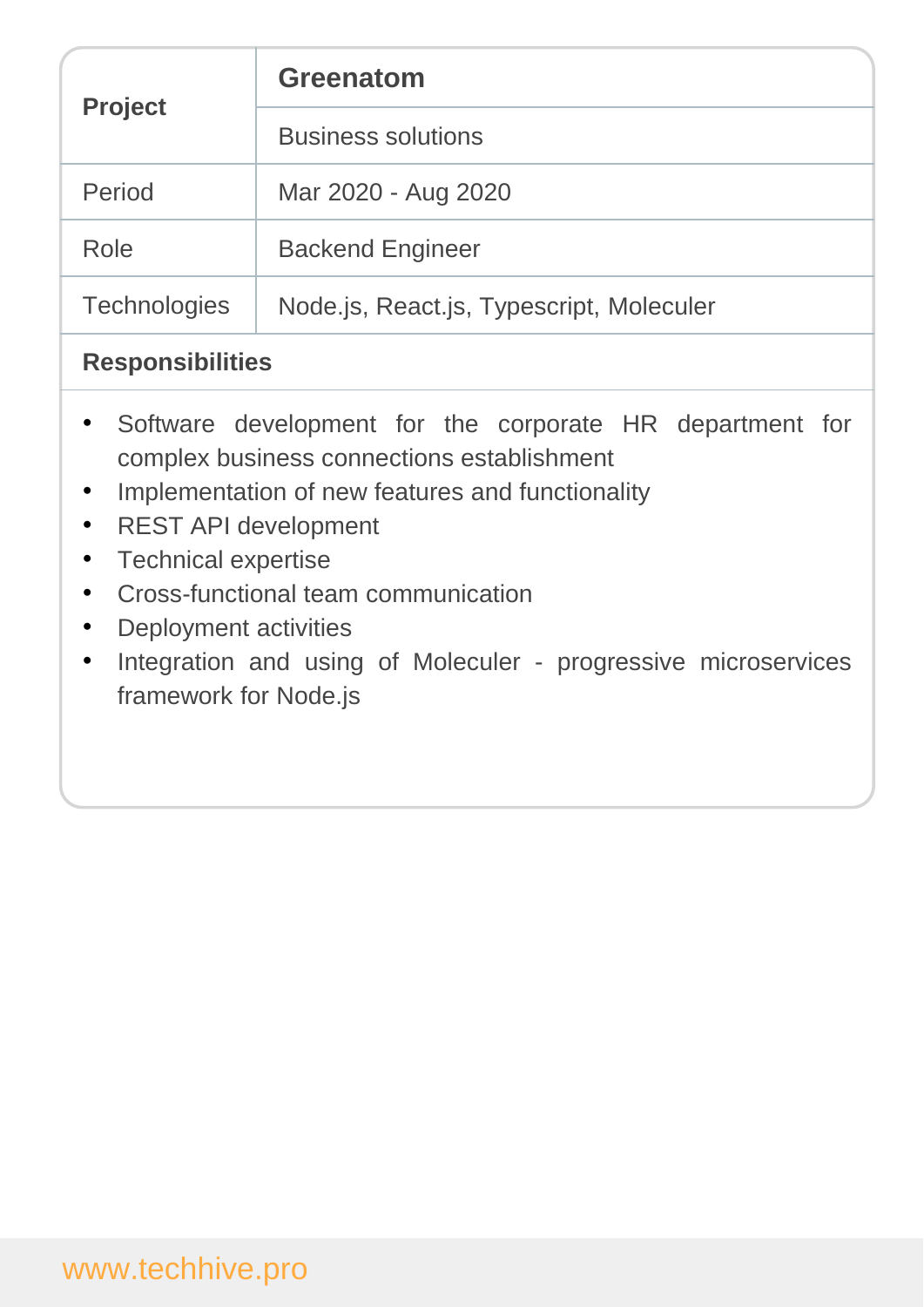| **Project** | **Greenatom** |
| --- | --- |
| | Business solutions |
| Period | Mar 2020 - Aug 2020 |
| Role | Backend Engineer |
| Technologies | Node.js, React.js, Typescript, Moleculer |

**Responsibilities**

- Software development for the corporate HR department for complex business connections establishment
- Implementation of new features and functionality
- REST API development
- Technical expertise
- Cross-functional team communication
- Deployment activities
- Integration and using of Moleculer - progressive microservices framework for Node.js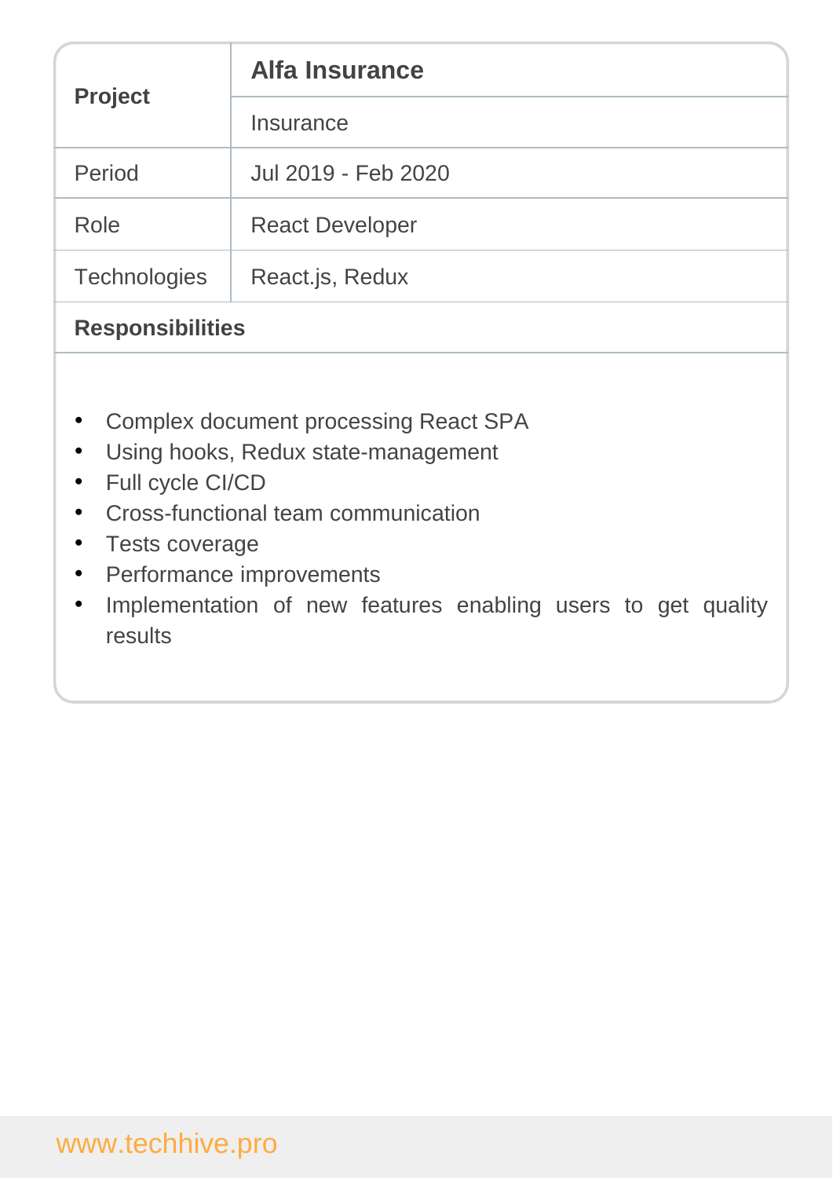| **Project** | **Alfa Insurance** |
| --- | --- |
| | Insurance |
| Period | Jul 2019 - Feb 2020 |
| Role | React Developer |
| Technologies | React.js, Redux |

**Responsibilities**

- Complex document processing React SPA
- Using hooks, Redux state-management
- Full cycle CI/CD
- Cross-functional team communication
- Tests coverage
- Performance improvements
- Implementation of new features enabling users to get quality results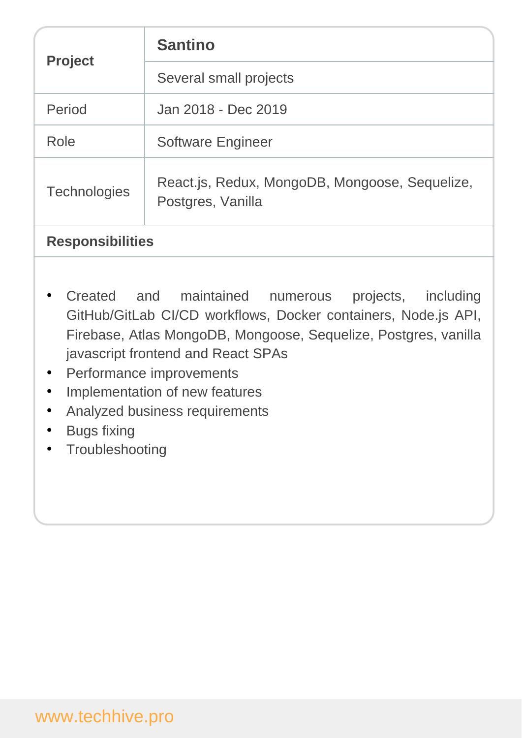| | |
|---|---|
| **Project** | **Santino** |
| | Several small projects |
| Period | Jan 2018 - Dec 2019 |
| Role | Software Engineer |
| Technologies | React.js, Redux, MongoDB, Mongoose, Sequelize, Postgres, Vanilla |

**Responsibilities**

- Created and maintained numerous projects, including GitHub/GitLab CI/CD workflows, Docker containers, Node.js API, Firebase, Atlas MongoDB, Mongoose, Sequelize, Postgres, vanilla javascript frontend and React SPAs
- Performance improvements
- Implementation of new features
- Analyzed business requirements
- Bugs fixing
- Troubleshooting